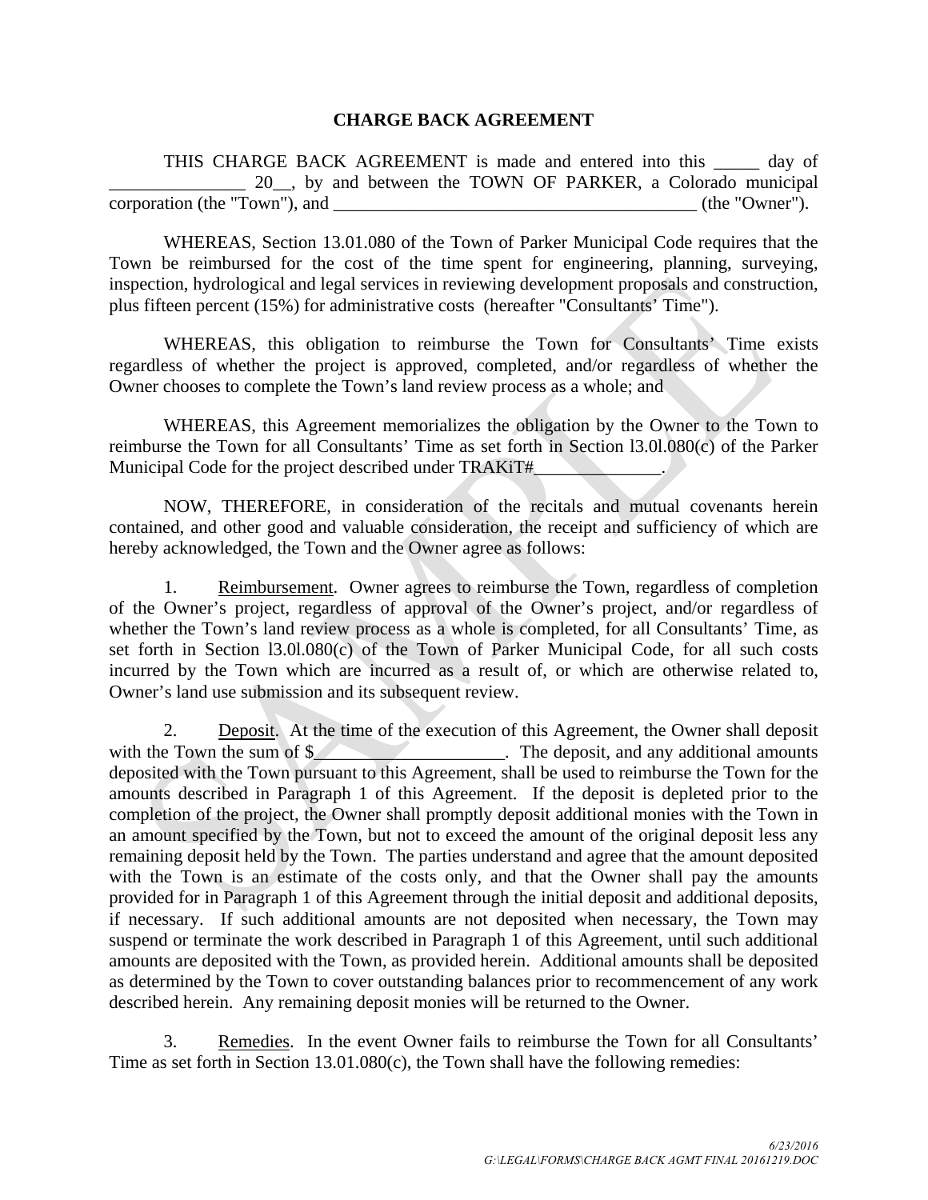# CHARGE BACK AGREEMENT

THIS CHARGE BACK AGREEMENT is made and entered into this _____ day of _______________ 20__, by and between the TOWN OF PARKER, a Colorado municipal corporation (the "Town"), and ________________________________________ (the "Owner").

WHEREAS, Section 13.01.080 of the Town of Parker Municipal Code requires that the Town be reimbursed for the cost of the time spent for engineering, planning, surveying, inspection, hydrological and legal services in reviewing development proposals and construction, plus fifteen percent (15%) for administrative costs (hereafter "Consultants' Time").

WHEREAS, this obligation to reimburse the Town for Consultants' Time exists regardless of whether the project is approved, completed, and/or regardless of whether the Owner chooses to complete the Town's land review process as a whole; and

WHEREAS, this Agreement memorializes the obligation by the Owner to the Town to reimburse the Town for all Consultants' Time as set forth in Section l3.0l.080(c) of the Parker Municipal Code for the project described under TRAKiT#______________.

NOW, THEREFORE, in consideration of the recitals and mutual covenants herein contained, and other good and valuable consideration, the receipt and sufficiency of which are hereby acknowledged, the Town and the Owner agree as follows:

1. Reimbursement. Owner agrees to reimburse the Town, regardless of completion of the Owner's project, regardless of approval of the Owner's project, and/or regardless of whether the Town's land review process as a whole is completed, for all Consultants' Time, as set forth in Section l3.0l.080(c) of the Town of Parker Municipal Code, for all such costs incurred by the Town which are incurred as a result of, or which are otherwise related to, Owner's land use submission and its subsequent review.

2. Deposit. At the time of the execution of this Agreement, the Owner shall deposit with the Town the sum of $_____________________. The deposit, and any additional amounts deposited with the Town pursuant to this Agreement, shall be used to reimburse the Town for the amounts described in Paragraph 1 of this Agreement. If the deposit is depleted prior to the completion of the project, the Owner shall promptly deposit additional monies with the Town in an amount specified by the Town, but not to exceed the amount of the original deposit less any remaining deposit held by the Town. The parties understand and agree that the amount deposited with the Town is an estimate of the costs only, and that the Owner shall pay the amounts provided for in Paragraph 1 of this Agreement through the initial deposit and additional deposits, if necessary. If such additional amounts are not deposited when necessary, the Town may suspend or terminate the work described in Paragraph 1 of this Agreement, until such additional amounts are deposited with the Town, as provided herein. Additional amounts shall be deposited as determined by the Town to cover outstanding balances prior to recommencement of any work described herein. Any remaining deposit monies will be returned to the Owner.

3. Remedies. In the event Owner fails to reimburse the Town for all Consultants' Time as set forth in Section 13.01.080(c), the Town shall have the following remedies: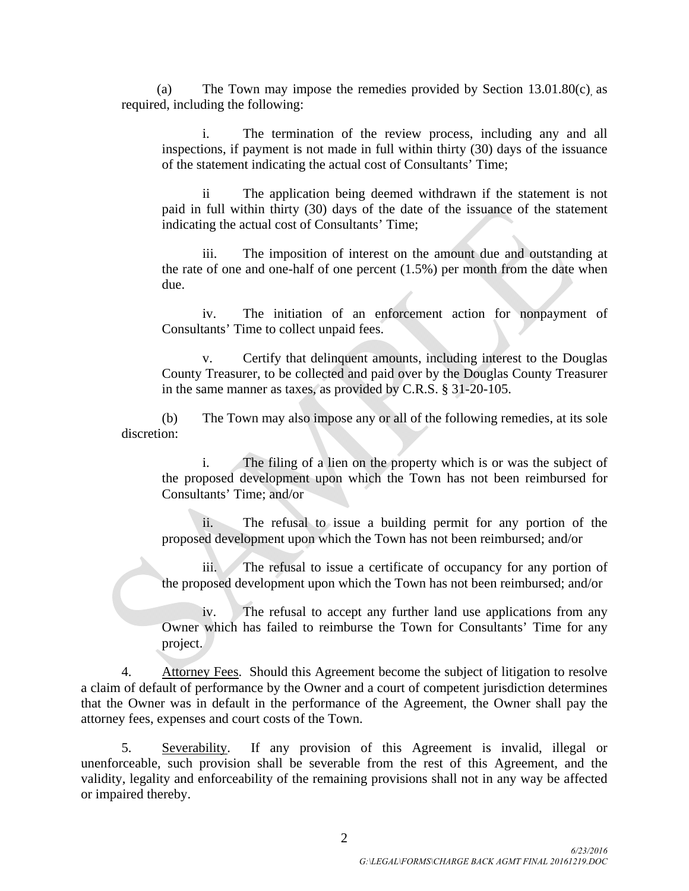(a) The Town may impose the remedies provided by Section 13.01.80(c), as required, including the following:

i. The termination of the review process, including any and all inspections, if payment is not made in full within thirty (30) days of the issuance of the statement indicating the actual cost of Consultants' Time;

ii The application being deemed withdrawn if the statement is not paid in full within thirty (30) days of the date of the issuance of the statement indicating the actual cost of Consultants' Time;

iii. The imposition of interest on the amount due and outstanding at the rate of one and one-half of one percent (1.5%) per month from the date when due.

iv. The initiation of an enforcement action for nonpayment of Consultants' Time to collect unpaid fees.

v. Certify that delinquent amounts, including interest to the Douglas County Treasurer, to be collected and paid over by the Douglas County Treasurer in the same manner as taxes, as provided by C.R.S. § 31-20-105.

(b) The Town may also impose any or all of the following remedies, at its sole discretion:

i. The filing of a lien on the property which is or was the subject of the proposed development upon which the Town has not been reimbursed for Consultants' Time; and/or

ii. The refusal to issue a building permit for any portion of the proposed development upon which the Town has not been reimbursed; and/or

iii. The refusal to issue a certificate of occupancy for any portion of the proposed development upon which the Town has not been reimbursed; and/or

iv. The refusal to accept any further land use applications from any Owner which has failed to reimburse the Town for Consultants' Time for any project.

4. Attorney Fees. Should this Agreement become the subject of litigation to resolve a claim of default of performance by the Owner and a court of competent jurisdiction determines that the Owner was in default in the performance of the Agreement, the Owner shall pay the attorney fees, expenses and court costs of the Town.

5. Severability. If any provision of this Agreement is invalid, illegal or unenforceable, such provision shall be severable from the rest of this Agreement, and the validity, legality and enforceability of the remaining provisions shall not in any way be affected or impaired thereby.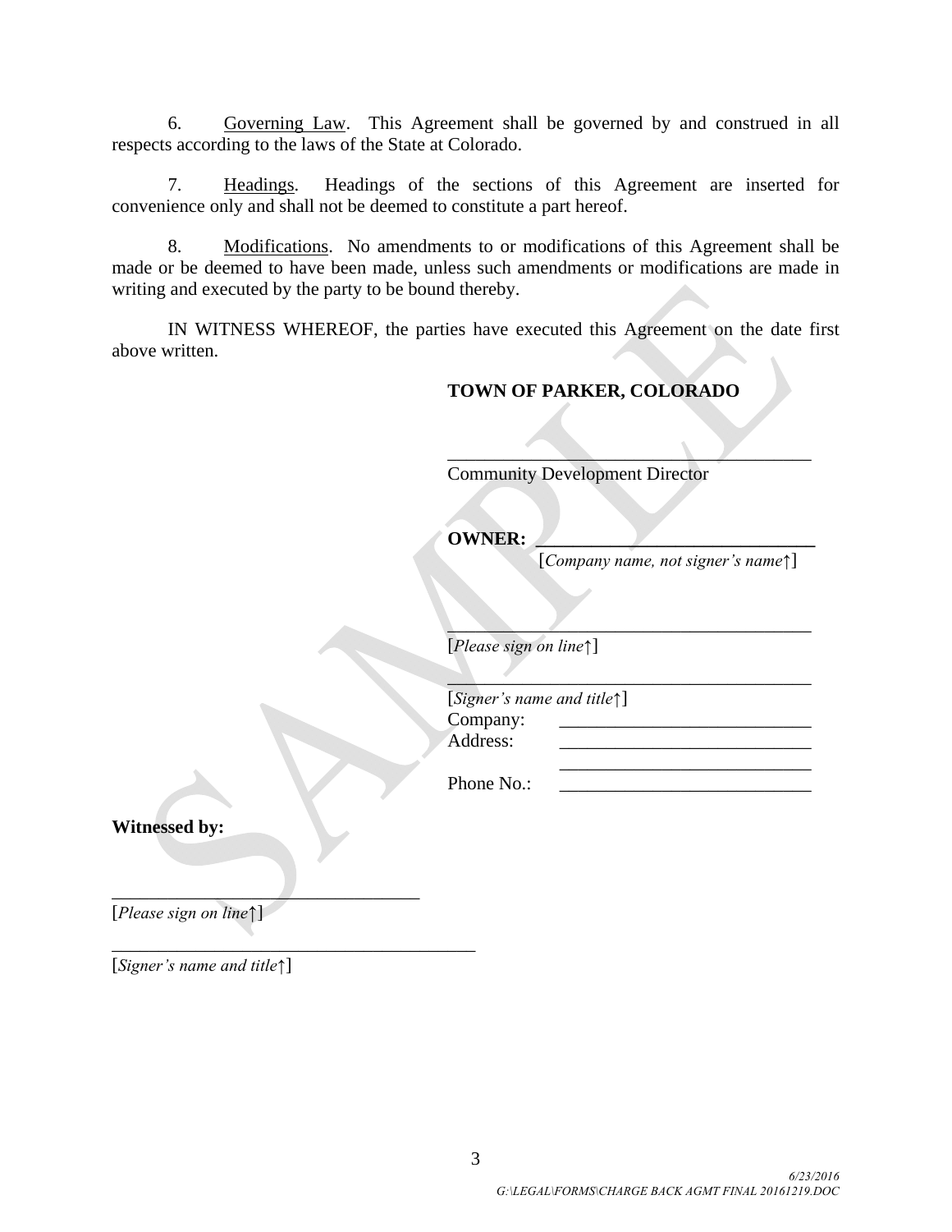6. Governing Law. This Agreement shall be governed by and construed in all respects according to the laws of the State at Colorado.

7. Headings. Headings of the sections of this Agreement are inserted for convenience only and shall not be deemed to constitute a part hereof.

8. Modifications. No amendments to or modifications of this Agreement shall be made or be deemed to have been made, unless such amendments or modifications are made in writing and executed by the party to be bound thereby.

IN WITNESS WHEREOF, the parties have executed this Agreement on the date first above written.

**TOWN OF PARKER, COLORADO**

\_\_\_\_\_\_\_\_\_\_\_\_\_\_\_\_\_\_\_\_\_\_\_\_\_\_\_\_\_\_\_\_\_\_\_\_\_\_\_\_
Community Development Director

**OWNER:** \_\_\_\_\_\_\_\_\_\_\_\_\_\_\_\_\_\_\_\_\_\_\_\_\_\_\_\_\_\_
[*Company name, not signer's name*↑]

\_\_\_\_\_\_\_\_\_\_\_\_\_\_\_\_\_\_\_\_\_\_\_\_\_\_\_\_\_\_\_\_\_\_\_\_\_\_\_\_
[*Please sign on line*↑]

\_\_\_\_\_\_\_\_\_\_\_\_\_\_\_\_\_\_\_\_\_\_\_\_\_\_\_\_\_\_\_\_\_\_\_\_\_\_\_\_
[*Signer's name and title*↑]
Company: \_\_\_\_\_\_\_\_\_\_\_\_\_\_\_\_\_\_\_\_\_\_\_\_\_\_\_\_
Address: \_\_\_\_\_\_\_\_\_\_\_\_\_\_\_\_\_\_\_\_\_\_\_\_\_\_\_\_
\_\_\_\_\_\_\_\_\_\_\_\_\_\_\_\_\_\_\_\_\_\_\_\_\_\_\_\_
Phone No.: \_\_\_\_\_\_\_\_\_\_\_\_\_\_\_\_\_\_\_\_\_\_\_\_\_\_\_\_

**Witnessed by:**

\_\_\_\_\_\_\_\_\_\_\_\_\_\_\_\_\_\_\_\_\_\_\_\_\_\_\_\_\_\_\_\_\_\_
[*Please sign on line*↑]

\_\_\_\_\_\_\_\_\_\_\_\_\_\_\_\_\_\_\_\_\_\_\_\_\_\_\_\_\_\_\_\_\_\_\_\_\_\_\_\_
[*Signer's name and title*↑]

*6/23/2016*
*G:\LEGAL\FORMS\CHARGE BACK AGMT FINAL 20161219.DOC*